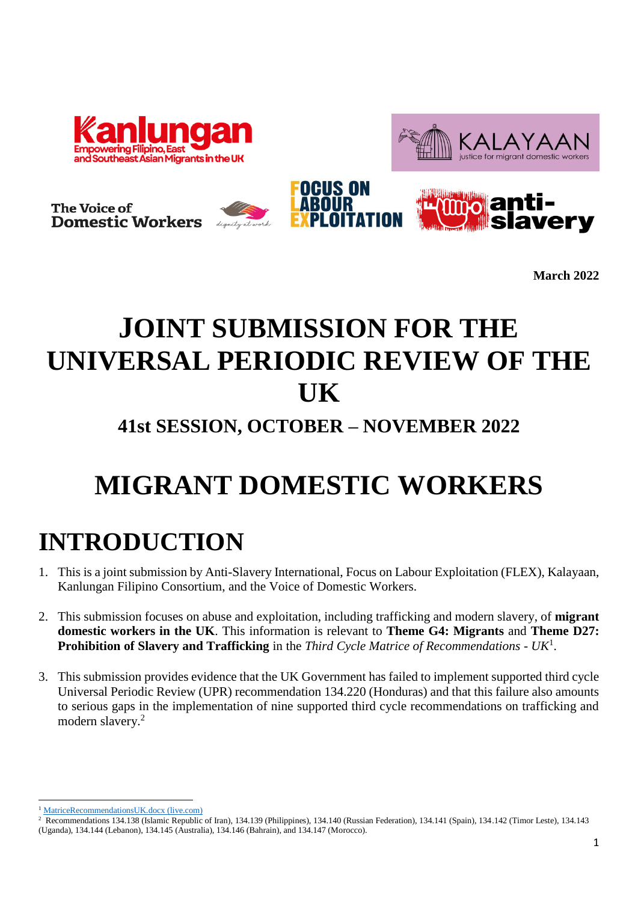March 2022

# JOINT SUBMISSION FOR THE UNIVERSAL PERIODIC REVIEW OF THE UK

### 41st SESSION, OCTOBER – NOVEMBER 2022

# MIGRANT DOMESTIC WORKERS

# INTRODUCTION

1. This is a joint submission by Anti-Slavery International, Focus on Labour Exploitation (FLEX), Kalayaan, Kanlungan Filipino Consortium, and the Voice of Domestic Workers.

2. This submission focuses on abuse and exploitation, including trafficking and modern slavery, of **migrant domestic workers in the UK**. This information is relevant to **Theme G4: Migrants** and **Theme D27: Prohibition of Slavery and Trafficking** in the *Third Cycle Matrice of Recommendations - UK*[1].

3. This submission provides evidence that the UK Government has failed to implement supported third cycle Universal Periodic Review (UPR) recommendation 134.220 (Honduras) and that this failure also amounts to serious gaps in the implementation of nine supported third cycle recommendations on trafficking and modern slavery.[2]

---

[1] MatriceRecommendationsUK.docx (live.com)

[2] Recommendations 134.138 (Islamic Republic of Iran), 134.139 (Philippines), 134.140 (Russian Federation), 134.141 (Spain), 134.142 (Timor Leste), 134.143 (Uganda), 134.144 (Lebanon), 134.145 (Australia), 134.146 (Bahrain), and 134.147 (Morocco).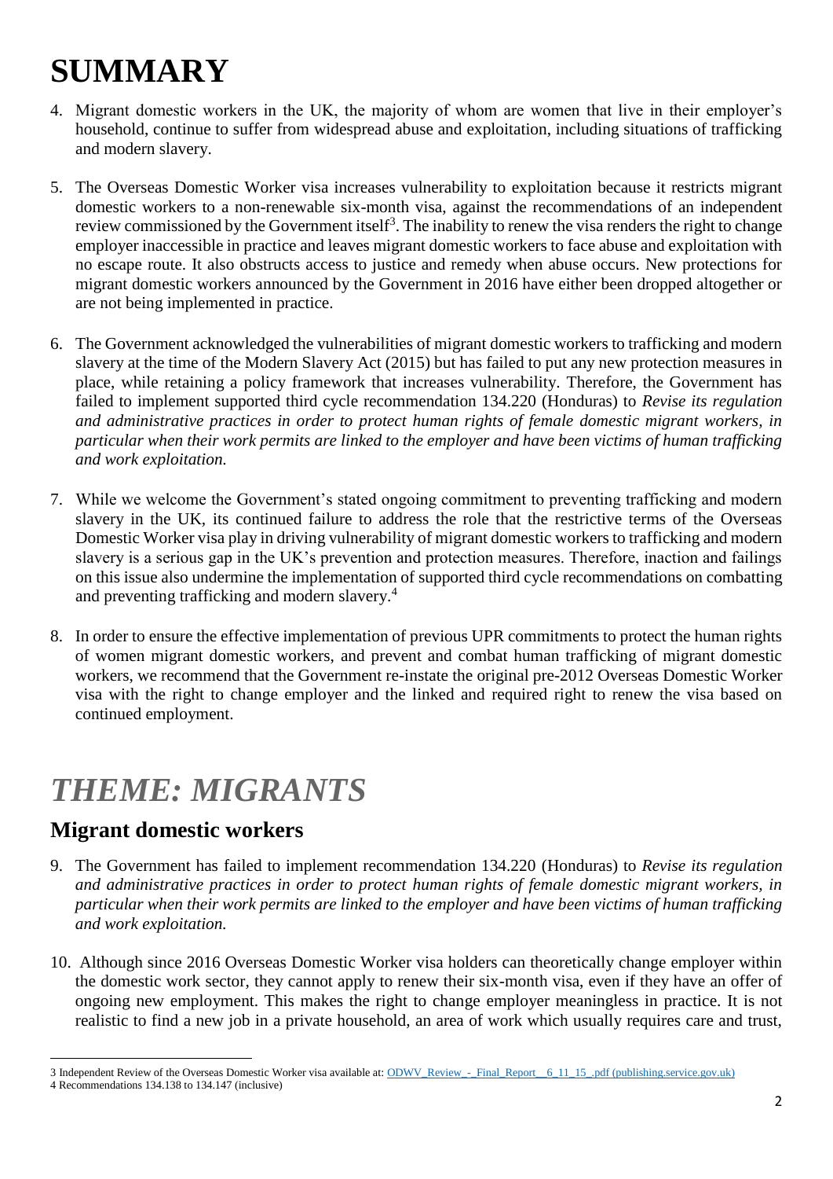# SUMMARY

4. Migrant domestic workers in the UK, the majority of whom are women that live in their employer's household, continue to suffer from widespread abuse and exploitation, including situations of trafficking and modern slavery.

5. The Overseas Domestic Worker visa increases vulnerability to exploitation because it restricts migrant domestic workers to a non-renewable six-month visa, against the recommendations of an independent review commissioned by the Government itself[3]. The inability to renew the visa renders the right to change employer inaccessible in practice and leaves migrant domestic workers to face abuse and exploitation with no escape route. It also obstructs access to justice and remedy when abuse occurs. New protections for migrant domestic workers announced by the Government in 2016 have either been dropped altogether or are not being implemented in practice.

6. The Government acknowledged the vulnerabilities of migrant domestic workers to trafficking and modern slavery at the time of the Modern Slavery Act (2015) but has failed to put any new protection measures in place, while retaining a policy framework that increases vulnerability. Therefore, the Government has failed to implement supported third cycle recommendation 134.220 (Honduras) to *Revise its regulation and administrative practices in order to protect human rights of female domestic migrant workers, in particular when their work permits are linked to the employer and have been victims of human trafficking and work exploitation.*

7. While we welcome the Government's stated ongoing commitment to preventing trafficking and modern slavery in the UK, its continued failure to address the role that the restrictive terms of the Overseas Domestic Worker visa play in driving vulnerability of migrant domestic workers to trafficking and modern slavery is a serious gap in the UK's prevention and protection measures. Therefore, inaction and failings on this issue also undermine the implementation of supported third cycle recommendations on combatting and preventing trafficking and modern slavery.[4]

8. In order to ensure the effective implementation of previous UPR commitments to protect the human rights of women migrant domestic workers, and prevent and combat human trafficking of migrant domestic workers, we recommend that the Government re-instate the original pre-2012 Overseas Domestic Worker visa with the right to change employer and the linked and required right to renew the visa based on continued employment.

# *THEME: MIGRANTS*

## Migrant domestic workers

9. The Government has failed to implement recommendation 134.220 (Honduras) to *Revise its regulation and administrative practices in order to protect human rights of female domestic migrant workers, in particular when their work permits are linked to the employer and have been victims of human trafficking and work exploitation.*

10. Although since 2016 Overseas Domestic Worker visa holders can theoretically change employer within the domestic work sector, they cannot apply to renew their six-month visa, even if they have an offer of ongoing new employment. This makes the right to change employer meaningless in practice. It is not realistic to find a new job in a private household, an area of work which usually requires care and trust,

---

3 Independent Review of the Overseas Domestic Worker visa available at: [ODWV_Review_-_Final_Report__6_11_15_.pdf (publishing.service.gov.uk)](ODWV_Review_-_Final_Report__6_11_15_.pdf)

4 Recommendations 134.138 to 134.147 (inclusive)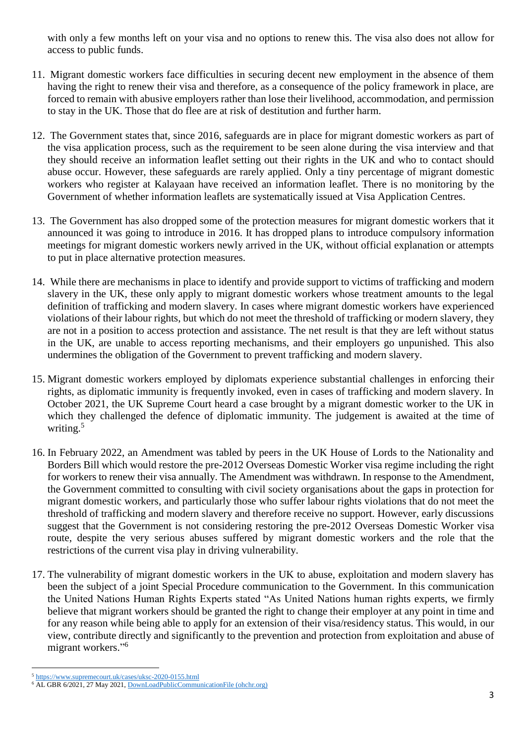with only a few months left on your visa and no options to renew this. The visa also does not allow for access to public funds.

11. Migrant domestic workers face difficulties in securing decent new employment in the absence of them having the right to renew their visa and therefore, as a consequence of the policy framework in place, are forced to remain with abusive employers rather than lose their livelihood, accommodation, and permission to stay in the UK. Those that do flee are at risk of destitution and further harm.

12. The Government states that, since 2016, safeguards are in place for migrant domestic workers as part of the visa application process, such as the requirement to be seen alone during the visa interview and that they should receive an information leaflet setting out their rights in the UK and who to contact should abuse occur. However, these safeguards are rarely applied. Only a tiny percentage of migrant domestic workers who register at Kalayaan have received an information leaflet. There is no monitoring by the Government of whether information leaflets are systematically issued at Visa Application Centres.

13. The Government has also dropped some of the protection measures for migrant domestic workers that it announced it was going to introduce in 2016. It has dropped plans to introduce compulsory information meetings for migrant domestic workers newly arrived in the UK, without official explanation or attempts to put in place alternative protection measures.

14. While there are mechanisms in place to identify and provide support to victims of trafficking and modern slavery in the UK, these only apply to migrant domestic workers whose treatment amounts to the legal definition of trafficking and modern slavery. In cases where migrant domestic workers have experienced violations of their labour rights, but which do not meet the threshold of trafficking or modern slavery, they are not in a position to access protection and assistance. The net result is that they are left without status in the UK, are unable to access reporting mechanisms, and their employers go unpunished. This also undermines the obligation of the Government to prevent trafficking and modern slavery.

15. Migrant domestic workers employed by diplomats experience substantial challenges in enforcing their rights, as diplomatic immunity is frequently invoked, even in cases of trafficking and modern slavery. In October 2021, the UK Supreme Court heard a case brought by a migrant domestic worker to the UK in which they challenged the defence of diplomatic immunity. The judgement is awaited at the time of writing.[5]

16. In February 2022, an Amendment was tabled by peers in the UK House of Lords to the Nationality and Borders Bill which would restore the pre-2012 Overseas Domestic Worker visa regime including the right for workers to renew their visa annually. The Amendment was withdrawn. In response to the Amendment, the Government committed to consulting with civil society organisations about the gaps in protection for migrant domestic workers, and particularly those who suffer labour rights violations that do not meet the threshold of trafficking and modern slavery and therefore receive no support. However, early discussions suggest that the Government is not considering restoring the pre-2012 Overseas Domestic Worker visa route, despite the very serious abuses suffered by migrant domestic workers and the role that the restrictions of the current visa play in driving vulnerability.

17. The vulnerability of migrant domestic workers in the UK to abuse, exploitation and modern slavery has been the subject of a joint Special Procedure communication to the Government. In this communication the United Nations Human Rights Experts stated "As United Nations human rights experts, we firmly believe that migrant workers should be granted the right to change their employer at any point in time and for any reason while being able to apply for an extension of their visa/residency status. This would, in our view, contribute directly and significantly to the prevention and protection from exploitation and abuse of migrant workers."[6]

---

[5] https://www.supremecourt.uk/cases/uksc-2020-0155.html

[6] AL GBR 6/2021, 27 May 2021, DownLoadPublicCommunicationFile (ohchr.org)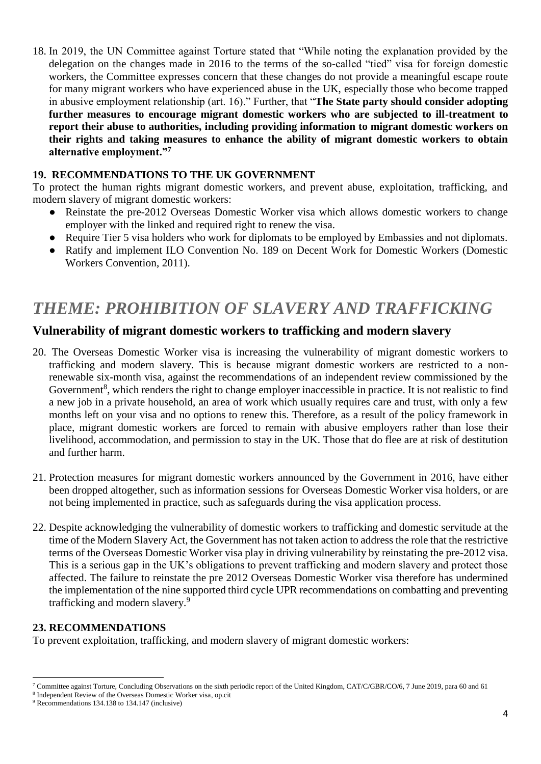18. In 2019, the UN Committee against Torture stated that "While noting the explanation provided by the delegation on the changes made in 2016 to the terms of the so-called "tied" visa for foreign domestic workers, the Committee expresses concern that these changes do not provide a meaningful escape route for many migrant workers who have experienced abuse in the UK, especially those who become trapped in abusive employment relationship (art. 16)." Further, that "**The State party should consider adopting further measures to encourage migrant domestic workers who are subjected to ill-treatment to report their abuse to authorities, including providing information to migrant domestic workers on their rights and taking measures to enhance the ability of migrant domestic workers to obtain alternative employment."**[7]

**19. RECOMMENDATIONS TO THE UK GOVERNMENT**

To protect the human rights migrant domestic workers, and prevent abuse, exploitation, trafficking, and modern slavery of migrant domestic workers:

- Reinstate the pre-2012 Overseas Domestic Worker visa which allows domestic workers to change employer with the linked and required right to renew the visa.
- Require Tier 5 visa holders who work for diplomats to be employed by Embassies and not diplomats.
- Ratify and implement ILO Convention No. 189 on Decent Work for Domestic Workers (Domestic Workers Convention, 2011).

# *THEME: PROHIBITION OF SLAVERY AND TRAFFICKING*

## Vulnerability of migrant domestic workers to trafficking and modern slavery

20. The Overseas Domestic Worker visa is increasing the vulnerability of migrant domestic workers to trafficking and modern slavery. This is because migrant domestic workers are restricted to a non-renewable six-month visa, against the recommendations of an independent review commissioned by the Government[8], which renders the right to change employer inaccessible in practice. It is not realistic to find a new job in a private household, an area of work which usually requires care and trust, with only a few months left on your visa and no options to renew this. Therefore, as a result of the policy framework in place, migrant domestic workers are forced to remain with abusive employers rather than lose their livelihood, accommodation, and permission to stay in the UK. Those that do flee are at risk of destitution and further harm.

21. Protection measures for migrant domestic workers announced by the Government in 2016, have either been dropped altogether, such as information sessions for Overseas Domestic Worker visa holders, or are not being implemented in practice, such as safeguards during the visa application process.

22. Despite acknowledging the vulnerability of domestic workers to trafficking and domestic servitude at the time of the Modern Slavery Act, the Government has not taken action to address the role that the restrictive terms of the Overseas Domestic Worker visa play in driving vulnerability by reinstating the pre-2012 visa. This is a serious gap in the UK's obligations to prevent trafficking and modern slavery and protect those affected. The failure to reinstate the pre 2012 Overseas Domestic Worker visa therefore has undermined the implementation of the nine supported third cycle UPR recommendations on combatting and preventing trafficking and modern slavery.[9]

**23. RECOMMENDATIONS**

To prevent exploitation, trafficking, and modern slavery of migrant domestic workers:

---

[7] Committee against Torture, Concluding Observations on the sixth periodic report of the United Kingdom, CAT/C/GBR/CO/6, 7 June 2019, para 60 and 61

[8] Independent Review of the Overseas Domestic Worker visa, op.cit

[9] Recommendations 134.138 to 134.147 (inclusive)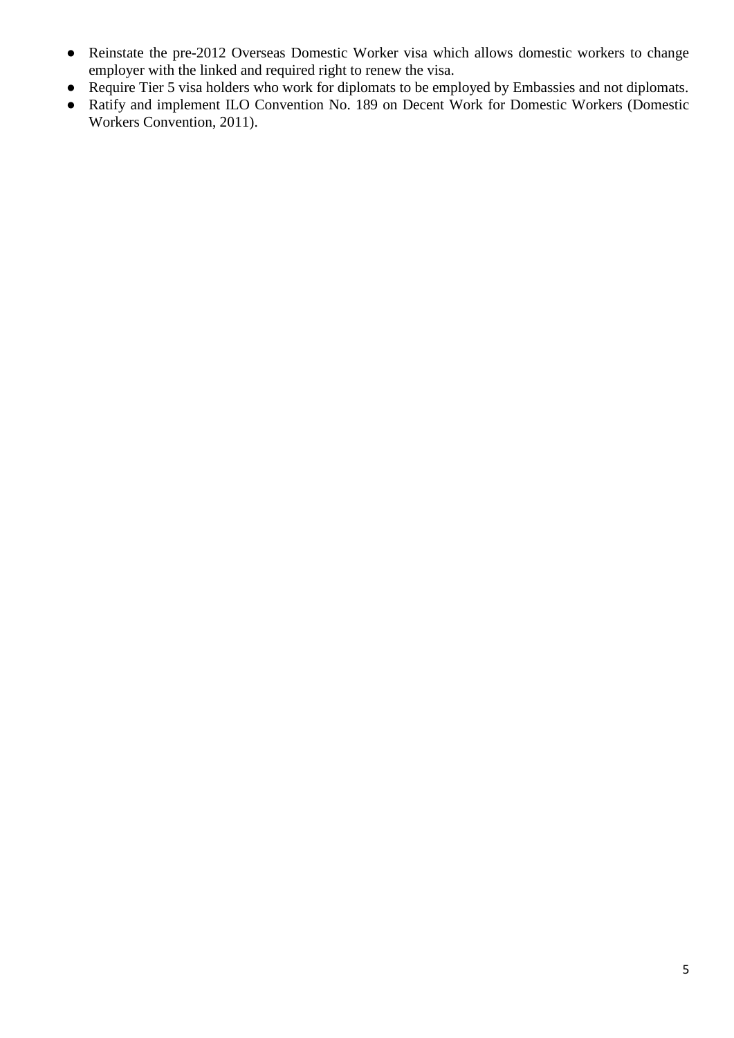- Reinstate the pre-2012 Overseas Domestic Worker visa which allows domestic workers to change employer with the linked and required right to renew the visa.
- Require Tier 5 visa holders who work for diplomats to be employed by Embassies and not diplomats.
- Ratify and implement ILO Convention No. 189 on Decent Work for Domestic Workers (Domestic Workers Convention, 2011).